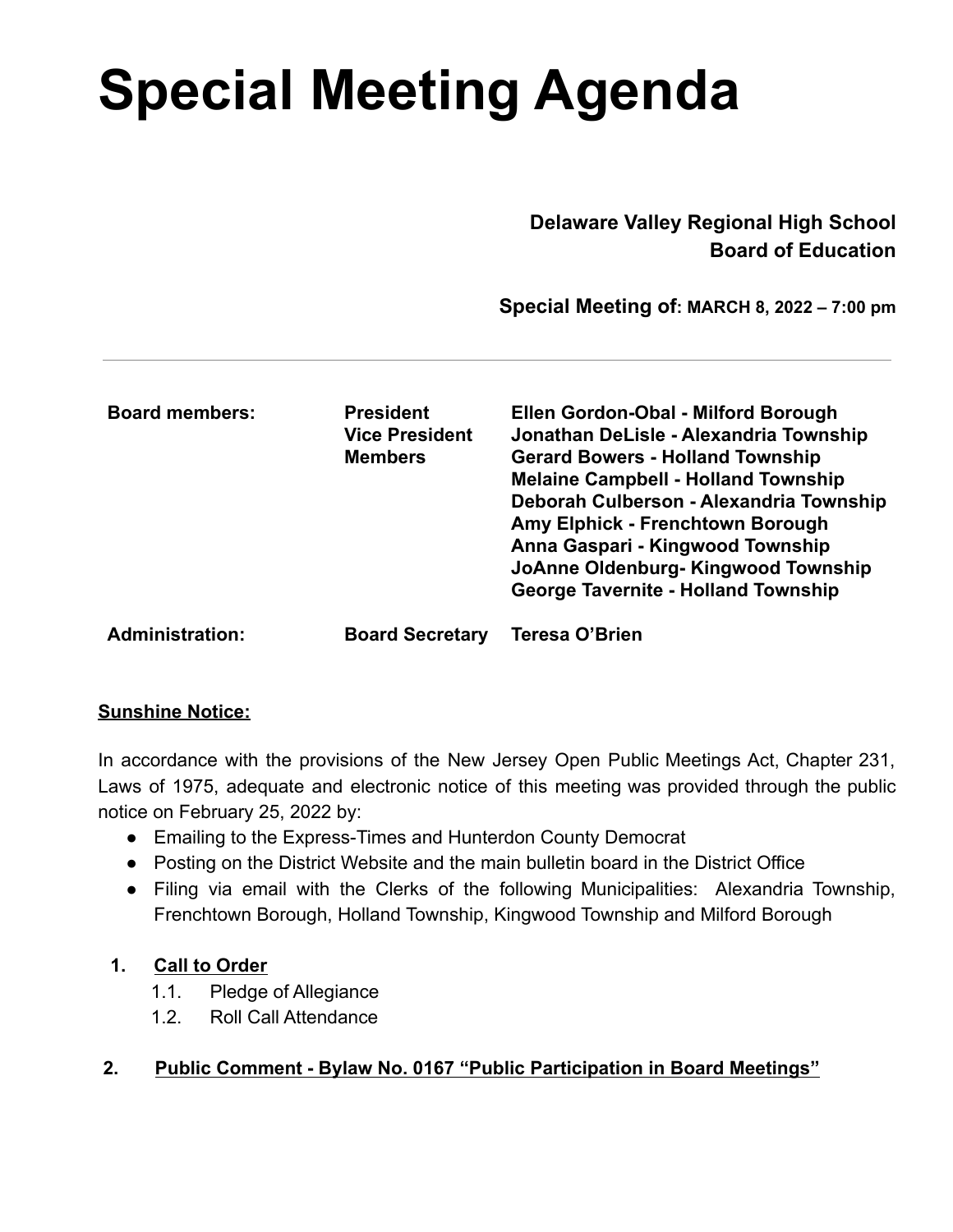# Special Meeting Agenda

**Delaware Valley Regional High School**
**Board of Education**

**Special Meeting of: MARCH 8, 2022 – 7:00 pm**

---

| | | |
|---|---|---|
| **Board members:** | **President** | **Ellen Gordon-Obal - Milford Borough** |
| | **Vice President** | **Jonathan DeLisle - Alexandria Township** |
| | **Members** | **Gerard Bowers - Holland Township** |
| | | **Melaine Campbell - Holland Township** |
| | | **Deborah Culberson - Alexandria Township** |
| | | **Amy Elphick - Frenchtown Borough** |
| | | **Anna Gaspari - Kingwood Township** |
| | | **JoAnne Oldenburg- Kingwood Township** |
| | | **George Tavernite - Holland Township** |
| **Administration:** | **Board Secretary** | **Teresa O'Brien** |

**<u>Sunshine Notice:</u>**

In accordance with the provisions of the New Jersey Open Public Meetings Act, Chapter 231, Laws of 1975, adequate and electronic notice of this meeting was provided through the public notice on February 25, 2022 by:

- Emailing to the Express-Times and Hunterdon County Democrat
- Posting on the District Website and the main bulletin board in the District Office
- Filing via email with the Clerks of the following Municipalities: Alexandria Township, Frenchtown Borough, Holland Township, Kingwood Township and Milford Borough

1. **<u>Call to Order</u>**
   1.1. Pledge of Allegiance
   1.2. Roll Call Attendance

2. **<u>Public Comment - Bylaw No. 0167 "Public Participation in Board Meetings"</u>**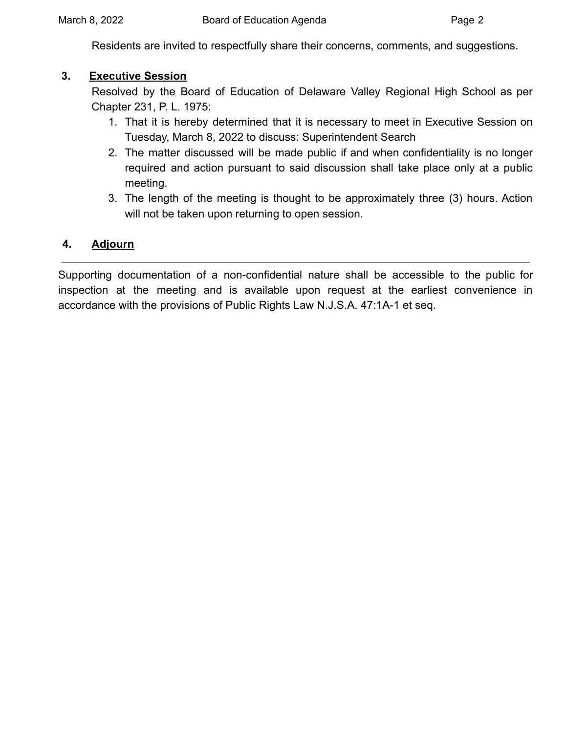Residents are invited to respectfully share their concerns, comments, and suggestions.

**3. <u>Executive Session</u>**

Resolved by the Board of Education of Delaware Valley Regional High School as per Chapter 231, P. L. 1975:

1. That it is hereby determined that it is necessary to meet in Executive Session on Tuesday, March 8, 2022 to discuss: Superintendent Search
2. The matter discussed will be made public if and when confidentiality is no longer required and action pursuant to said discussion shall take place only at a public meeting.
3. The length of the meeting is thought to be approximately three (3) hours. Action will not be taken upon returning to open session.

**4. <u>Adjourn</u>**

---

Supporting documentation of a non-confidential nature shall be accessible to the public for inspection at the meeting and is available upon request at the earliest convenience in accordance with the provisions of Public Rights Law N.J.S.A. 47:1A-1 et seq.